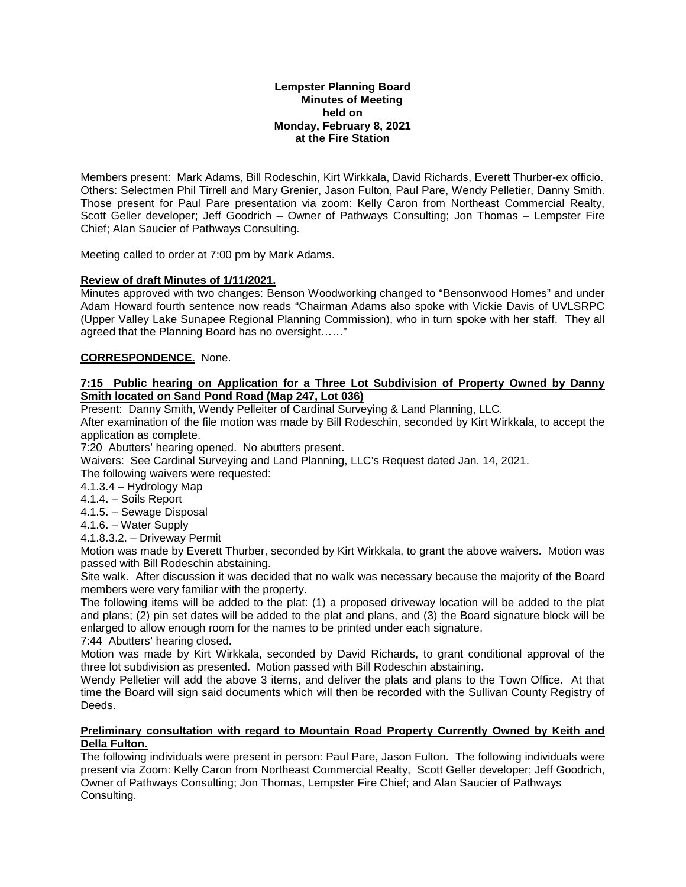**Lempster Planning Board**
**Minutes of Meeting**
**held on**
**Monday, February 8, 2021**
**at the Fire Station**

Members present: Mark Adams, Bill Rodeschin, Kirt Wirkkala, David Richards, Everett Thurber-ex officio. Others: Selectmen Phil Tirrell and Mary Grenier, Jason Fulton, Paul Pare, Wendy Pelletier, Danny Smith. Those present for Paul Pare presentation via zoom: Kelly Caron from Northeast Commercial Realty, Scott Geller developer; Jeff Goodrich – Owner of Pathways Consulting; Jon Thomas – Lempster Fire Chief; Alan Saucier of Pathways Consulting.

Meeting called to order at 7:00 pm by Mark Adams.

**Review of draft Minutes of 1/11/2021.**

Minutes approved with two changes: Benson Woodworking changed to "Bensonwood Homes" and under Adam Howard fourth sentence now reads "Chairman Adams also spoke with Vickie Davis of UVLSRPC (Upper Valley Lake Sunapee Regional Planning Commission), who in turn spoke with her staff. They all agreed that the Planning Board has no oversight……"

**CORRESPONDENCE.** None.

**7:15 Public hearing on Application for a Three Lot Subdivision of Property Owned by Danny Smith located on Sand Pond Road (Map 247, Lot 036)**

Present: Danny Smith, Wendy Pelleiter of Cardinal Surveying & Land Planning, LLC.

After examination of the file motion was made by Bill Rodeschin, seconded by Kirt Wirkkala, to accept the application as complete.

7:20 Abutters' hearing opened. No abutters present.

Waivers: See Cardinal Surveying and Land Planning, LLC's Request dated Jan. 14, 2021.

The following waivers were requested:

4.1.3.4 – Hydrology Map
4.1.4. – Soils Report
4.1.5. – Sewage Disposal
4.1.6. – Water Supply
4.1.8.3.2. – Driveway Permit

Motion was made by Everett Thurber, seconded by Kirt Wirkkala, to grant the above waivers. Motion was passed with Bill Rodeschin abstaining.

Site walk. After discussion it was decided that no walk was necessary because the majority of the Board members were very familiar with the property.

The following items will be added to the plat: (1) a proposed driveway location will be added to the plat and plans; (2) pin set dates will be added to the plat and plans, and (3) the Board signature block will be enlarged to allow enough room for the names to be printed under each signature.

7:44 Abutters' hearing closed.

Motion was made by Kirt Wirkkala, seconded by David Richards, to grant conditional approval of the three lot subdivision as presented. Motion passed with Bill Rodeschin abstaining.

Wendy Pelletier will add the above 3 items, and deliver the plats and plans to the Town Office. At that time the Board will sign said documents which will then be recorded with the Sullivan County Registry of Deeds.

**Preliminary consultation with regard to Mountain Road Property Currently Owned by Keith and Della Fulton.**

The following individuals were present in person: Paul Pare, Jason Fulton. The following individuals were present via Zoom: Kelly Caron from Northeast Commercial Realty, Scott Geller developer; Jeff Goodrich, Owner of Pathways Consulting; Jon Thomas, Lempster Fire Chief; and Alan Saucier of Pathways Consulting.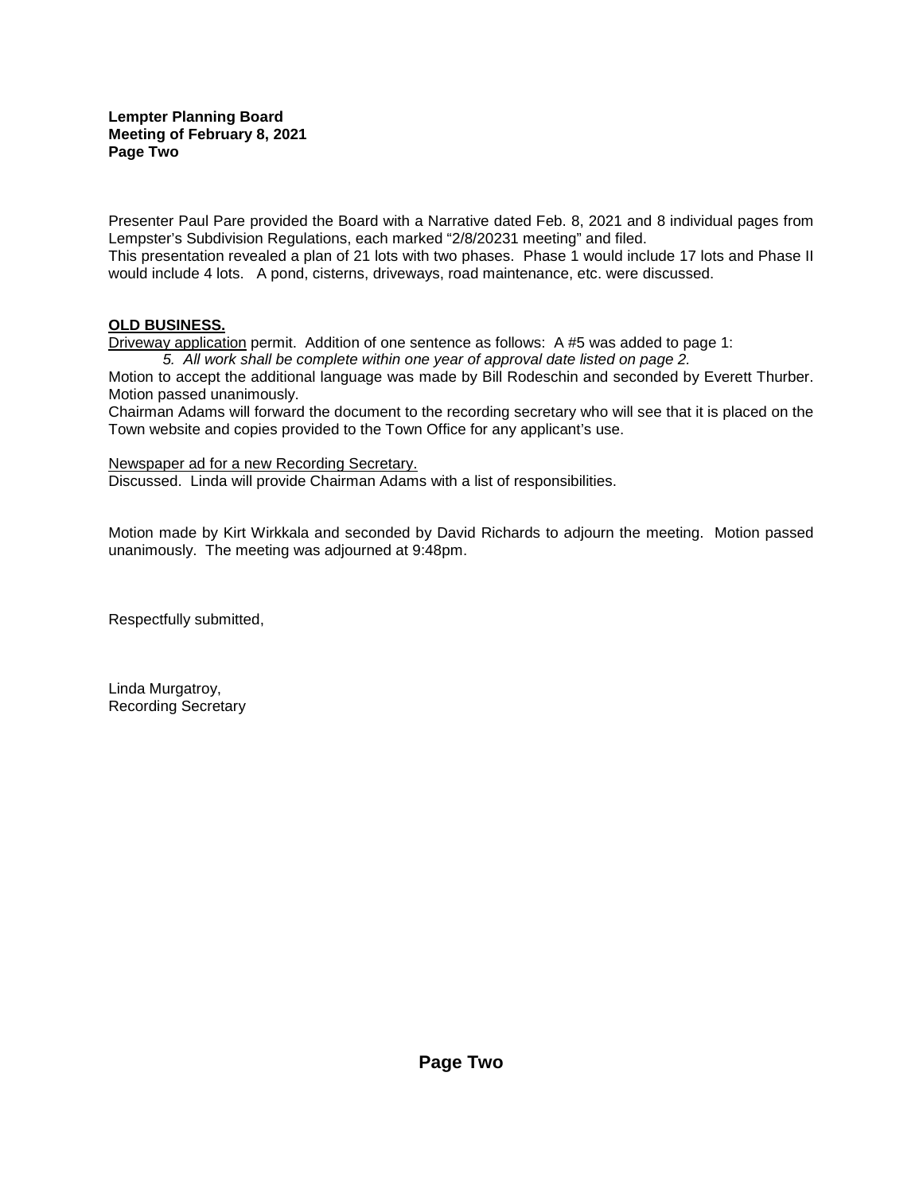Presenter Paul Pare provided the Board with a Narrative dated Feb. 8, 2021 and 8 individual pages from Lempster's Subdivision Regulations, each marked "2/8/20231 meeting" and filed.
This presentation revealed a plan of 21 lots with two phases. Phase 1 would include 17 lots and Phase II would include 4 lots. A pond, cisterns, driveways, road maintenance, etc. were discussed.

**OLD BUSINESS.**

Driveway application permit. Addition of one sentence as follows: A #5 was added to page 1:

*5. All work shall be complete within one year of approval date listed on page 2.*

Motion to accept the additional language was made by Bill Rodeschin and seconded by Everett Thurber. Motion passed unanimously.
Chairman Adams will forward the document to the recording secretary who will see that it is placed on the Town website and copies provided to the Town Office for any applicant's use.

Newspaper ad for a new Recording Secretary.
Discussed. Linda will provide Chairman Adams with a list of responsibilities.

Motion made by Kirt Wirkkala and seconded by David Richards to adjourn the meeting. Motion passed unanimously. The meeting was adjourned at 9:48pm.

Respectfully submitted,

Linda Murgatroy,
Recording Secretary